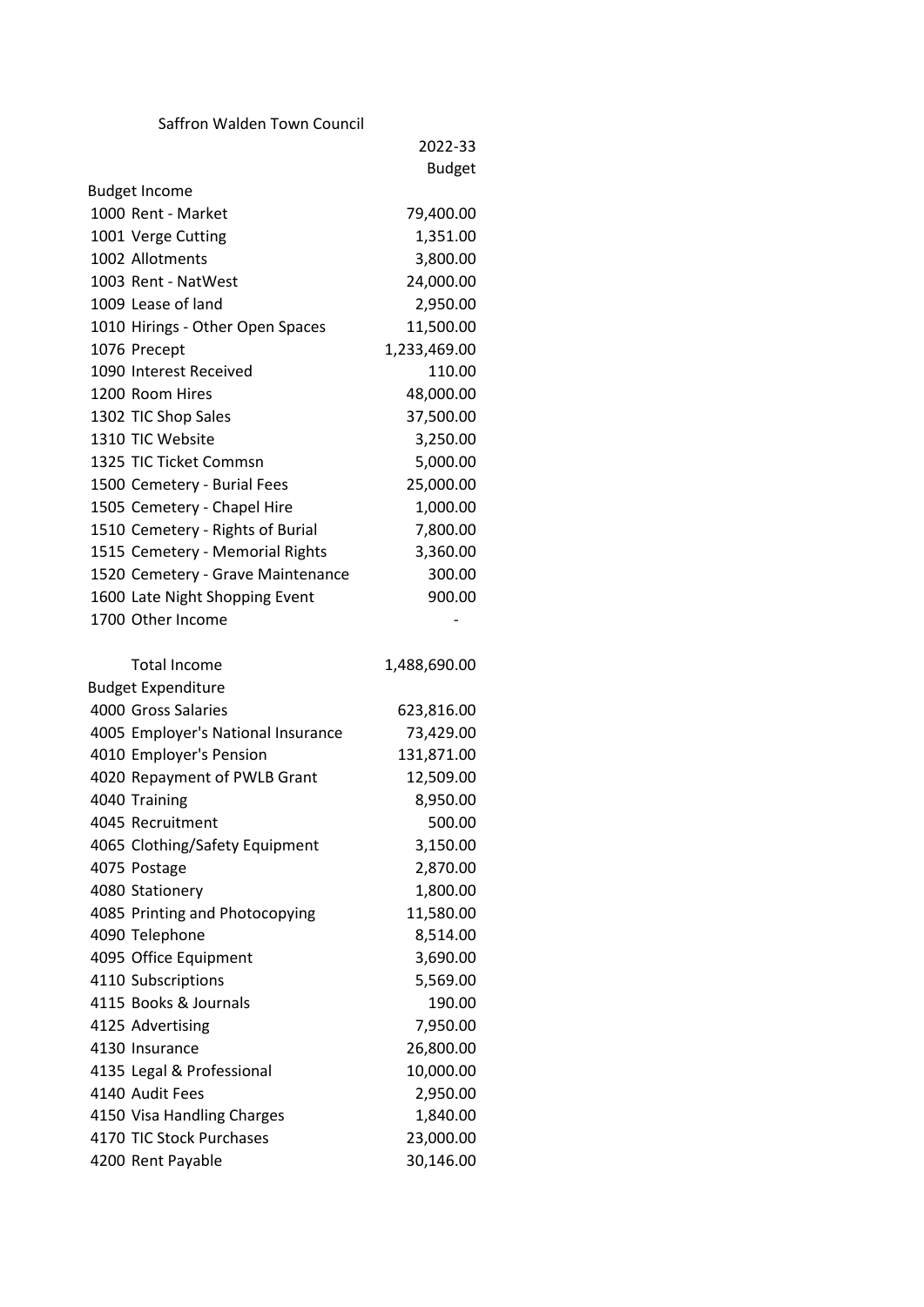Saffron Walden Town Council

| | 2022-33 Budget |
|---|---|
| **Budget Income** | |
| 1000 Rent - Market | 79,400.00 |
| 1001 Verge Cutting | 1,351.00 |
| 1002 Allotments | 3,800.00 |
| 1003 Rent - NatWest | 24,000.00 |
| 1009 Lease of land | 2,950.00 |
| 1010 Hirings - Other Open Spaces | 11,500.00 |
| 1076 Precept | 1,233,469.00 |
| 1090 Interest Received | 110.00 |
| 1200 Room Hires | 48,000.00 |
| 1302 TIC Shop Sales | 37,500.00 |
| 1310 TIC Website | 3,250.00 |
| 1325 TIC Ticket Commsn | 5,000.00 |
| 1500 Cemetery - Burial Fees | 25,000.00 |
| 1505 Cemetery - Chapel Hire | 1,000.00 |
| 1510 Cemetery - Rights of Burial | 7,800.00 |
| 1515 Cemetery - Memorial Rights | 3,360.00 |
| 1520 Cemetery - Grave Maintenance | 300.00 |
| 1600 Late Night Shopping Event | 900.00 |
| 1700 Other Income | - |
| | |
| Total Income | 1,488,690.00 |
| **Budget Expenditure** | |
| 4000 Gross Salaries | 623,816.00 |
| 4005 Employer's National Insurance | 73,429.00 |
| 4010 Employer's Pension | 131,871.00 |
| 4020 Repayment of PWLB Grant | 12,509.00 |
| 4040 Training | 8,950.00 |
| 4045 Recruitment | 500.00 |
| 4065 Clothing/Safety Equipment | 3,150.00 |
| 4075 Postage | 2,870.00 |
| 4080 Stationery | 1,800.00 |
| 4085 Printing and Photocopying | 11,580.00 |
| 4090 Telephone | 8,514.00 |
| 4095 Office Equipment | 3,690.00 |
| 4110 Subscriptions | 5,569.00 |
| 4115 Books & Journals | 190.00 |
| 4125 Advertising | 7,950.00 |
| 4130 Insurance | 26,800.00 |
| 4135 Legal & Professional | 10,000.00 |
| 4140 Audit Fees | 2,950.00 |
| 4150 Visa Handling Charges | 1,840.00 |
| 4170 TIC Stock Purchases | 23,000.00 |
| 4200 Rent Payable | 30,146.00 |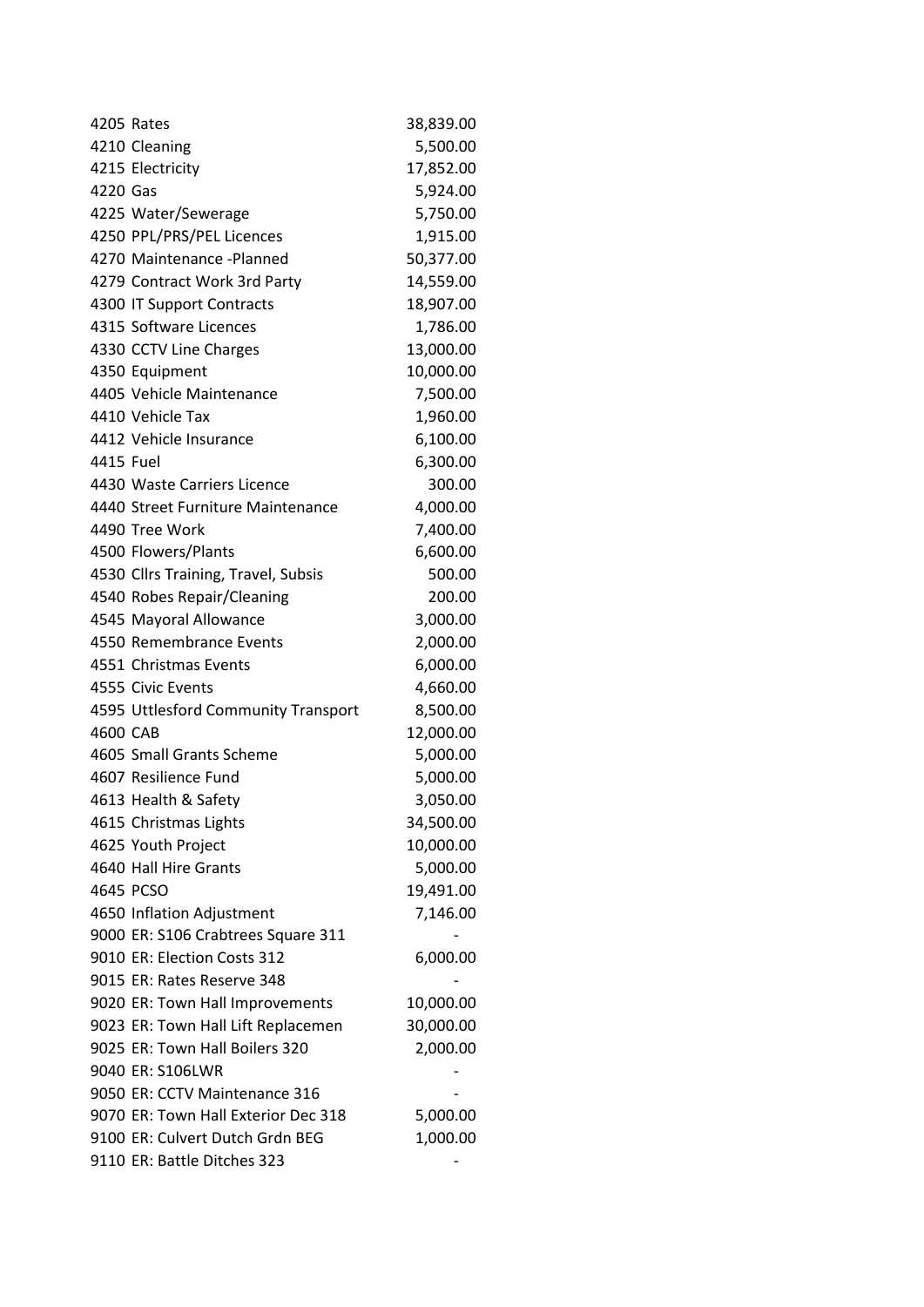| | | |
|---|---|---|
| 4205 | Rates | 38,839.00 |
| 4210 | Cleaning | 5,500.00 |
| 4215 | Electricity | 17,852.00 |
| 4220 | Gas | 5,924.00 |
| 4225 | Water/Sewerage | 5,750.00 |
| 4250 | PPL/PRS/PEL Licences | 1,915.00 |
| 4270 | Maintenance -Planned | 50,377.00 |
| 4279 | Contract Work 3rd Party | 14,559.00 |
| 4300 | IT Support Contracts | 18,907.00 |
| 4315 | Software Licences | 1,786.00 |
| 4330 | CCTV Line Charges | 13,000.00 |
| 4350 | Equipment | 10,000.00 |
| 4405 | Vehicle Maintenance | 7,500.00 |
| 4410 | Vehicle Tax | 1,960.00 |
| 4412 | Vehicle Insurance | 6,100.00 |
| 4415 | Fuel | 6,300.00 |
| 4430 | Waste Carriers Licence | 300.00 |
| 4440 | Street Furniture Maintenance | 4,000.00 |
| 4490 | Tree Work | 7,400.00 |
| 4500 | Flowers/Plants | 6,600.00 |
| 4530 | Cllrs Training, Travel, Subsis | 500.00 |
| 4540 | Robes Repair/Cleaning | 200.00 |
| 4545 | Mayoral Allowance | 3,000.00 |
| 4550 | Remembrance Events | 2,000.00 |
| 4551 | Christmas Events | 6,000.00 |
| 4555 | Civic Events | 4,660.00 |
| 4595 | Uttlesford Community Transport | 8,500.00 |
| 4600 | CAB | 12,000.00 |
| 4605 | Small Grants Scheme | 5,000.00 |
| 4607 | Resilience Fund | 5,000.00 |
| 4613 | Health & Safety | 3,050.00 |
| 4615 | Christmas Lights | 34,500.00 |
| 4625 | Youth Project | 10,000.00 |
| 4640 | Hall Hire Grants | 5,000.00 |
| 4645 | PCSO | 19,491.00 |
| 4650 | Inflation Adjustment | 7,146.00 |
| 9000 | ER: S106 Crabtrees Square 311 | - |
| 9010 | ER: Election Costs 312 | 6,000.00 |
| 9015 | ER: Rates Reserve 348 | - |
| 9020 | ER: Town Hall Improvements | 10,000.00 |
| 9023 | ER: Town Hall Lift Replacemen | 30,000.00 |
| 9025 | ER: Town Hall Boilers 320 | 2,000.00 |
| 9040 | ER: S106LWR | - |
| 9050 | ER: CCTV Maintenance 316 | - |
| 9070 | ER: Town Hall Exterior Dec 318 | 5,000.00 |
| 9100 | ER: Culvert Dutch Grdn BEG | 1,000.00 |
| 9110 | ER: Battle Ditches 323 | - |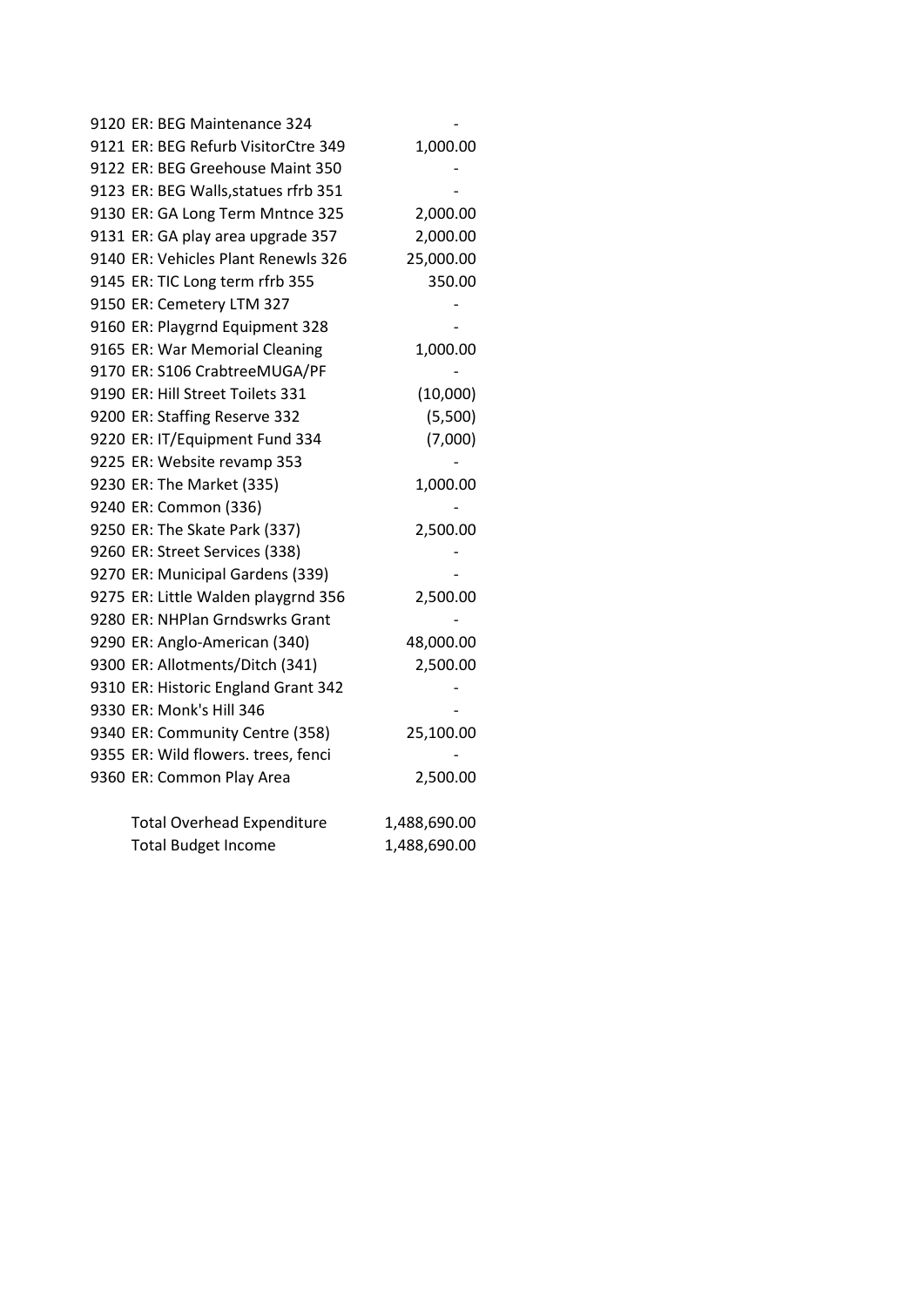| | | |
|---|---|---|
| 9120 | ER: BEG Maintenance 324 | - |
| 9121 | ER: BEG Refurb VisitorCtre 349 | 1,000.00 |
| 9122 | ER: BEG Greehouse Maint 350 | - |
| 9123 | ER: BEG Walls,statues rfrb 351 | - |
| 9130 | ER: GA Long Term Mntnce 325 | 2,000.00 |
| 9131 | ER: GA play area upgrade 357 | 2,000.00 |
| 9140 | ER: Vehicles Plant Renewls 326 | 25,000.00 |
| 9145 | ER: TIC Long term rfrb 355 | 350.00 |
| 9150 | ER: Cemetery LTM 327 | - |
| 9160 | ER: Playgrnd Equipment 328 | - |
| 9165 | ER: War Memorial Cleaning | 1,000.00 |
| 9170 | ER: S106 CrabtreeMUGA/PF | - |
| 9190 | ER: Hill Street Toilets 331 | (10,000) |
| 9200 | ER: Staffing Reserve 332 | (5,500) |
| 9220 | ER: IT/Equipment Fund 334 | (7,000) |
| 9225 | ER: Website revamp 353 | - |
| 9230 | ER: The Market (335) | 1,000.00 |
| 9240 | ER: Common (336) | - |
| 9250 | ER: The Skate Park (337) | 2,500.00 |
| 9260 | ER: Street Services (338) | - |
| 9270 | ER: Municipal Gardens (339) | - |
| 9275 | ER: Little Walden playgrnd 356 | 2,500.00 |
| 9280 | ER: NHPlan Grndswrks Grant | - |
| 9290 | ER: Anglo-American (340) | 48,000.00 |
| 9300 | ER: Allotments/Ditch (341) | 2,500.00 |
| 9310 | ER: Historic England Grant 342 | - |
| 9330 | ER: Monk's Hill 346 | - |
| 9340 | ER: Community Centre (358) | 25,100.00 |
| 9355 | ER: Wild flowers. trees, fenci | - |
| 9360 | ER: Common Play Area | 2,500.00 |
| | Total Overhead Expenditure | 1,488,690.00 |
| | Total Budget Income | 1,488,690.00 |